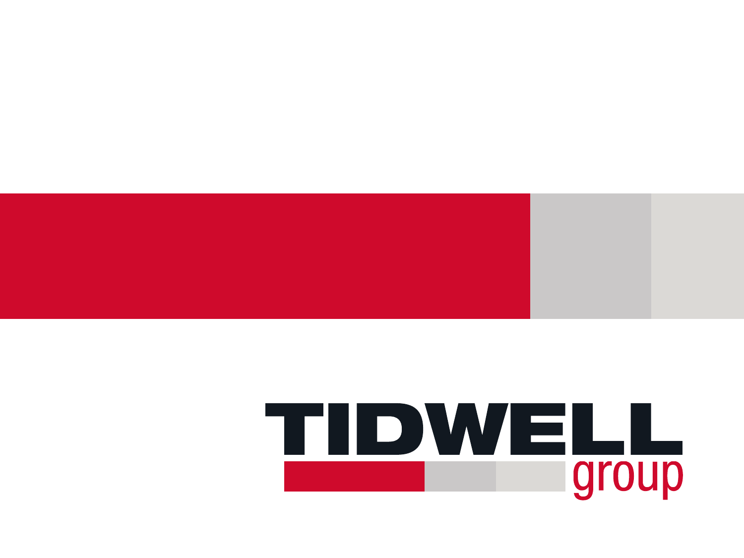TIDWELL

group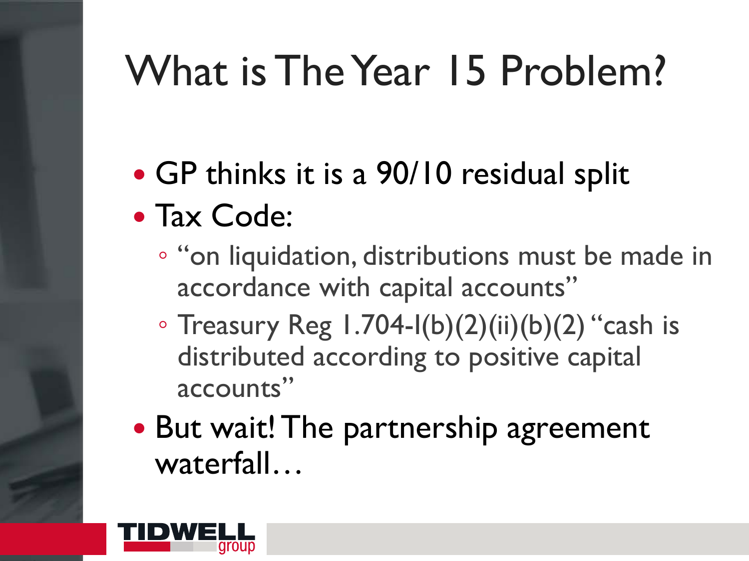# What is The Year 15 Problem?

- GP thinks it is a 90/10 residual split
- Tax Code:
  - "on liquidation, distributions must be made in accordance with capital accounts"
  - Treasury Reg 1.704-1(b)(2)(ii)(b)(2) "cash is distributed according to positive capital accounts"
- But wait! The partnership agreement waterfall…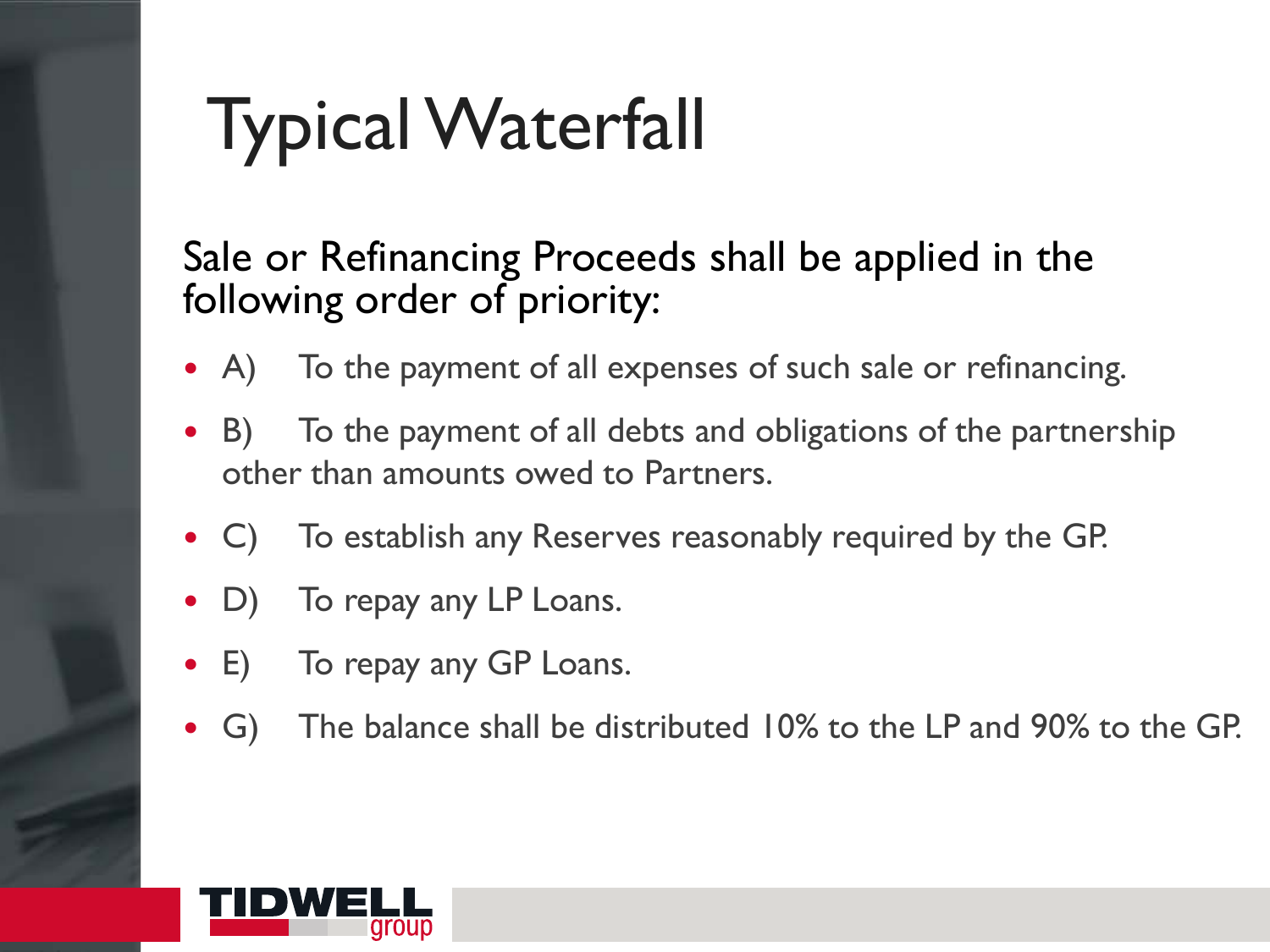# Typical Waterfall

Sale or Refinancing Proceeds shall be applied in the following order of priority:

- A) To the payment of all expenses of such sale or refinancing.
- B) To the payment of all debts and obligations of the partnership other than amounts owed to Partners.
- C) To establish any Reserves reasonably required by the GP.
- D) To repay any LP Loans.
- E) To repay any GP Loans.
- G) The balance shall be distributed 10% to the LP and 90% to the GP.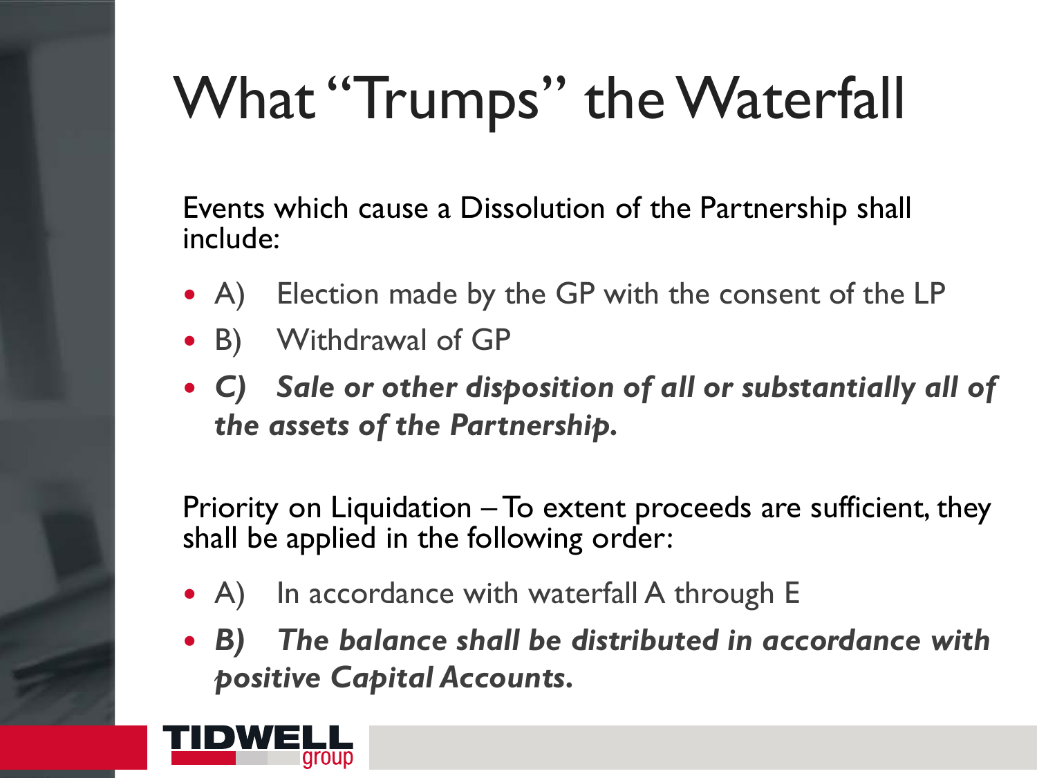# What "Trumps" the Waterfall

Events which cause a Dissolution of the Partnership shall include:

- A) Election made by the GP with the consent of the LP
- B) Withdrawal of GP
- ***C) Sale or other disposition of all or substantially all of the assets of the Partnership.***

Priority on Liquidation – To extent proceeds are sufficient, they shall be applied in the following order:

- A) In accordance with waterfall A through E
- ***B) The balance shall be distributed in accordance with positive Capital Accounts.***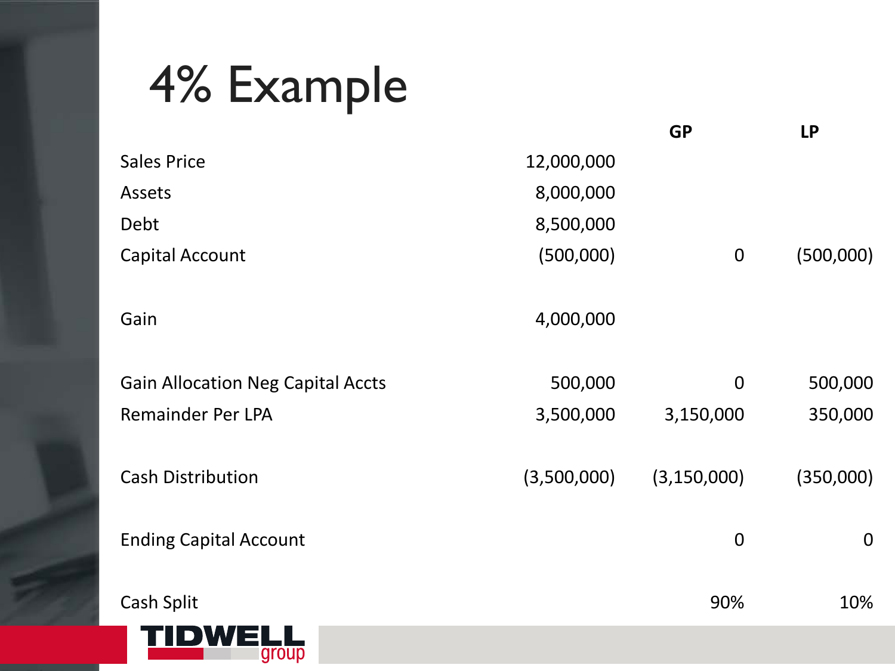# 4% Example

| | | GP | LP |
|---|---|---|---|
| Sales Price | 12,000,000 | | |
| Assets | 8,000,000 | | |
| Debt | 8,500,000 | | |
| Capital Account | (500,000) | 0 | (500,000) |
| | | | |
| Gain | 4,000,000 | | |
| | | | |
| Gain Allocation Neg Capital Accts | 500,000 | 0 | 500,000 |
| Remainder Per LPA | 3,500,000 | 3,150,000 | 350,000 |
| | | | |
| Cash Distribution | (3,500,000) | (3,150,000) | (350,000) |
| | | | |
| Ending Capital Account | | 0 | 0 |
| | | | |
| Cash Split | | 90% | 10% |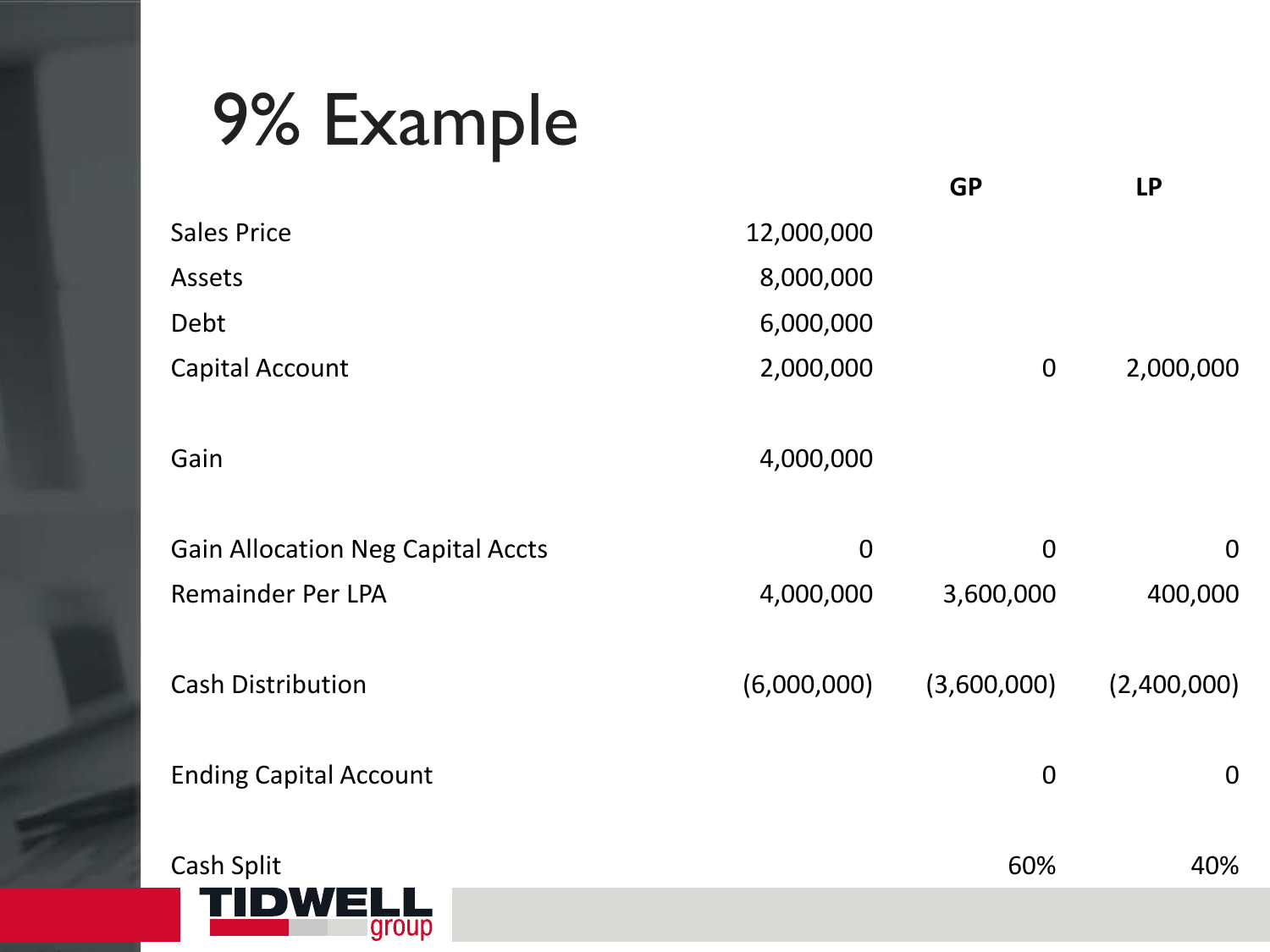# 9% Example

| | | GP | LP |
|---|---|---|---|
| Sales Price | 12,000,000 | | |
| Assets | 8,000,000 | | |
| Debt | 6,000,000 | | |
| Capital Account | 2,000,000 | 0 | 2,000,000 |
| Gain | 4,000,000 | | |
| Gain Allocation Neg Capital Accts | 0 | 0 | 0 |
| Remainder Per LPA | 4,000,000 | 3,600,000 | 400,000 |
| Cash Distribution | (6,000,000) | (3,600,000) | (2,400,000) |
| Ending Capital Account | | 0 | 0 |
| Cash Split | | 60% | 40% |